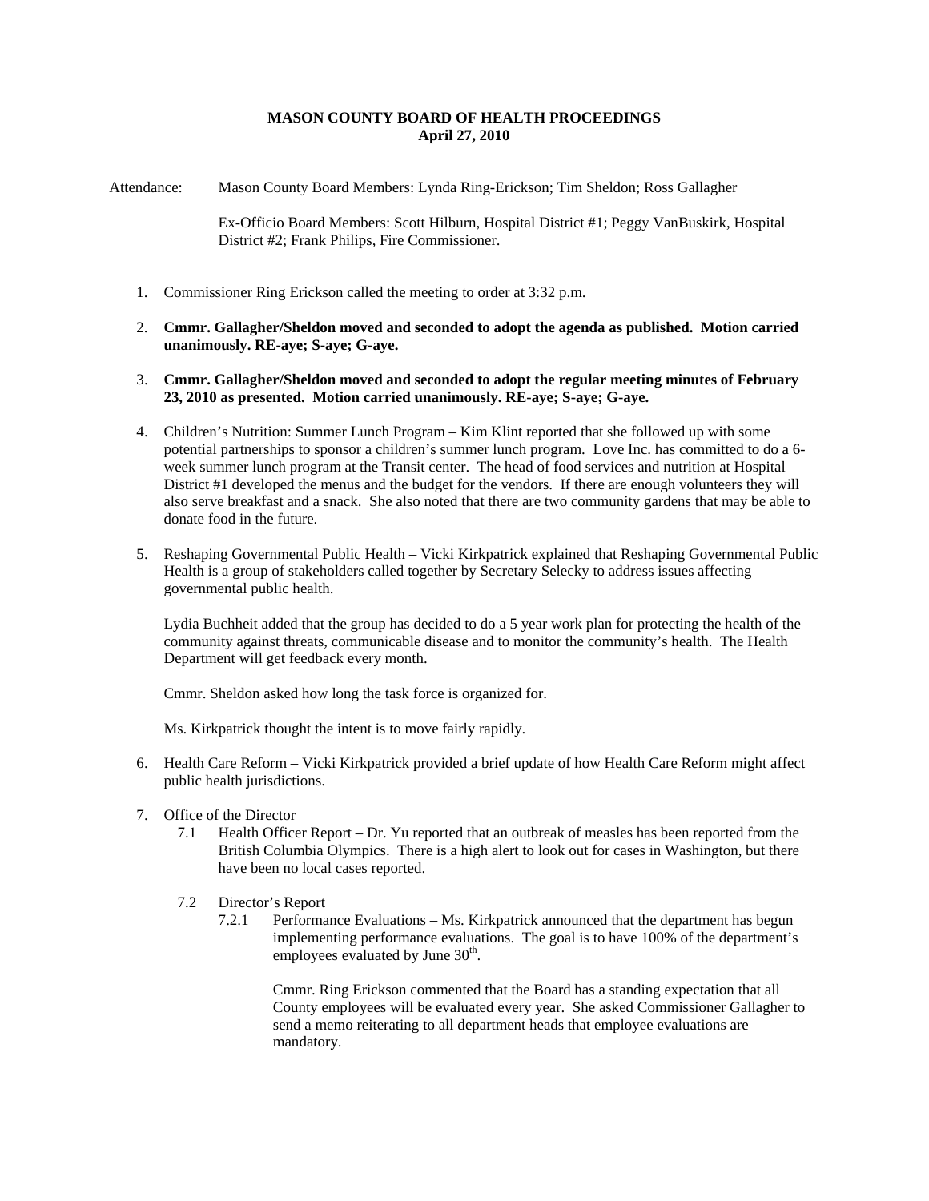**MASON COUNTY BOARD OF HEALTH PROCEEDINGS**
**April 27, 2010**

Attendance: Mason County Board Members: Lynda Ring-Erickson; Tim Sheldon; Ross Gallagher

Ex-Officio Board Members: Scott Hilburn, Hospital District #1; Peggy VanBuskirk, Hospital District #2; Frank Philips, Fire Commissioner.

1. Commissioner Ring Erickson called the meeting to order at 3:32 p.m.

2. **Cmmr. Gallagher/Sheldon moved and seconded to adopt the agenda as published. Motion carried unanimously. RE-aye; S-aye; G-aye.**

3. **Cmmr. Gallagher/Sheldon moved and seconded to adopt the regular meeting minutes of February 23, 2010 as presented. Motion carried unanimously. RE-aye; S-aye; G-aye.**

4. Children's Nutrition: Summer Lunch Program – Kim Klint reported that she followed up with some potential partnerships to sponsor a children's summer lunch program. Love Inc. has committed to do a 6-week summer lunch program at the Transit center. The head of food services and nutrition at Hospital District #1 developed the menus and the budget for the vendors. If there are enough volunteers they will also serve breakfast and a snack. She also noted that there are two community gardens that may be able to donate food in the future.

5. Reshaping Governmental Public Health – Vicki Kirkpatrick explained that Reshaping Governmental Public Health is a group of stakeholders called together by Secretary Selecky to address issues affecting governmental public health.

   Lydia Buchheit added that the group has decided to do a 5 year work plan for protecting the health of the community against threats, communicable disease and to monitor the community's health. The Health Department will get feedback every month.

   Cmmr. Sheldon asked how long the task force is organized for.

   Ms. Kirkpatrick thought the intent is to move fairly rapidly.

6. Health Care Reform – Vicki Kirkpatrick provided a brief update of how Health Care Reform might affect public health jurisdictions.

7. Office of the Director
   - 7.1 Health Officer Report – Dr. Yu reported that an outbreak of measles has been reported from the British Columbia Olympics. There is a high alert to look out for cases in Washington, but there have been no local cases reported.
   - 7.2 Director's Report
     - 7.2.1 Performance Evaluations – Ms. Kirkpatrick announced that the department has begun implementing performance evaluations. The goal is to have 100% of the department's employees evaluated by June 30th.

       Cmmr. Ring Erickson commented that the Board has a standing expectation that all County employees will be evaluated every year. She asked Commissioner Gallagher to send a memo reiterating to all department heads that employee evaluations are mandatory.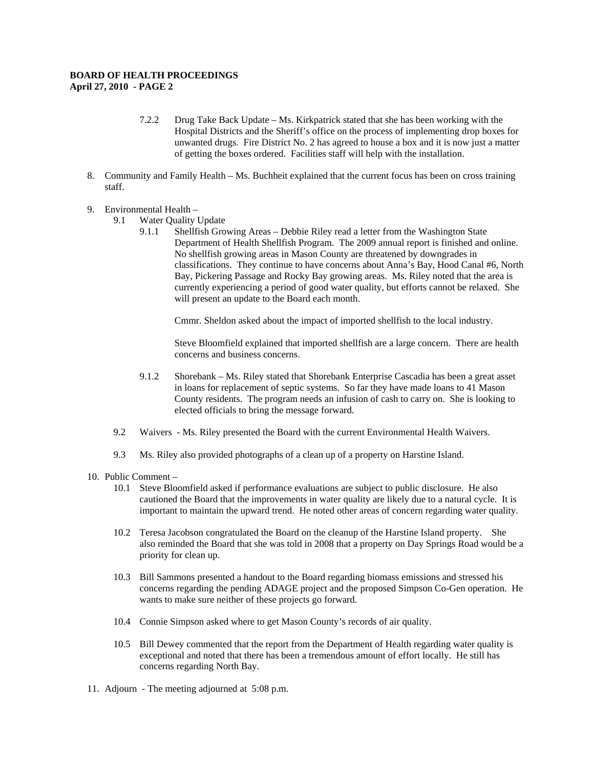7.2.2 Drug Take Back Update – Ms. Kirkpatrick stated that she has been working with the Hospital Districts and the Sheriff's office on the process of implementing drop boxes for unwanted drugs. Fire District No. 2 has agreed to house a box and it is now just a matter of getting the boxes ordered. Facilities staff will help with the installation.

8. Community and Family Health – Ms. Buchheit explained that the current focus has been on cross training staff.

9. Environmental Health –
   - 9.1 Water Quality Update
     - 9.1.1 Shellfish Growing Areas – Debbie Riley read a letter from the Washington State Department of Health Shellfish Program. The 2009 annual report is finished and online. No shellfish growing areas in Mason County are threatened by downgrades in classifications. They continue to have concerns about Anna's Bay, Hood Canal #6, North Bay, Pickering Passage and Rocky Bay growing areas. Ms. Riley noted that the area is currently experiencing a period of good water quality, but efforts cannot be relaxed. She will present an update to the Board each month.

       Cmmr. Sheldon asked about the impact of imported shellfish to the local industry.

       Steve Bloomfield explained that imported shellfish are a large concern. There are health concerns and business concerns.

     - 9.1.2 Shorebank – Ms. Riley stated that Shorebank Enterprise Cascadia has been a great asset in loans for replacement of septic systems. So far they have made loans to 41 Mason County residents. The program needs an infusion of cash to carry on. She is looking to elected officials to bring the message forward.
   - 9.2 Waivers - Ms. Riley presented the Board with the current Environmental Health Waivers.
   - 9.3 Ms. Riley also provided photographs of a clean up of a property on Harstine Island.

10. Public Comment –
    - 10.1 Steve Bloomfield asked if performance evaluations are subject to public disclosure. He also cautioned the Board that the improvements in water quality are likely due to a natural cycle. It is important to maintain the upward trend. He noted other areas of concern regarding water quality.
    - 10.2 Teresa Jacobson congratulated the Board on the cleanup of the Harstine Island property. She also reminded the Board that she was told in 2008 that a property on Day Springs Road would be a priority for clean up.
    - 10.3 Bill Sammons presented a handout to the Board regarding biomass emissions and stressed his concerns regarding the pending ADAGE project and the proposed Simpson Co-Gen operation. He wants to make sure neither of these projects go forward.
    - 10.4 Connie Simpson asked where to get Mason County's records of air quality.
    - 10.5 Bill Dewey commented that the report from the Department of Health regarding water quality is exceptional and noted that there has been a tremendous amount of effort locally. He still has concerns regarding North Bay.

11. Adjourn - The meeting adjourned at 5:08 p.m.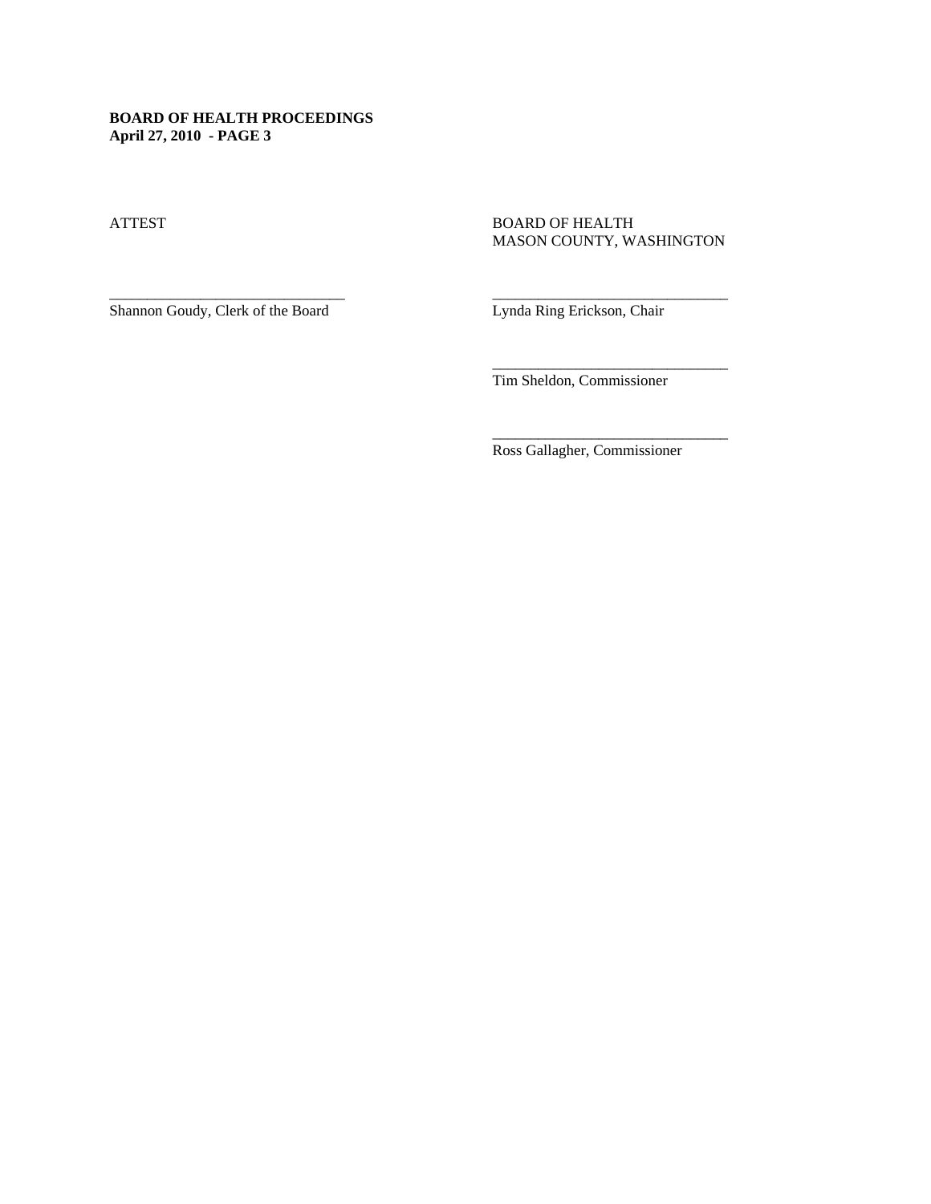**BOARD OF HEALTH PROCEEDINGS**
**April 27, 2010 - PAGE 3**

ATTEST

BOARD OF HEALTH
MASON COUNTY, WASHINGTON

_______________________________
Shannon Goudy, Clerk of the Board

_______________________________
Lynda Ring Erickson, Chair

_______________________________
Tim Sheldon, Commissioner

_______________________________
Ross Gallagher, Commissioner